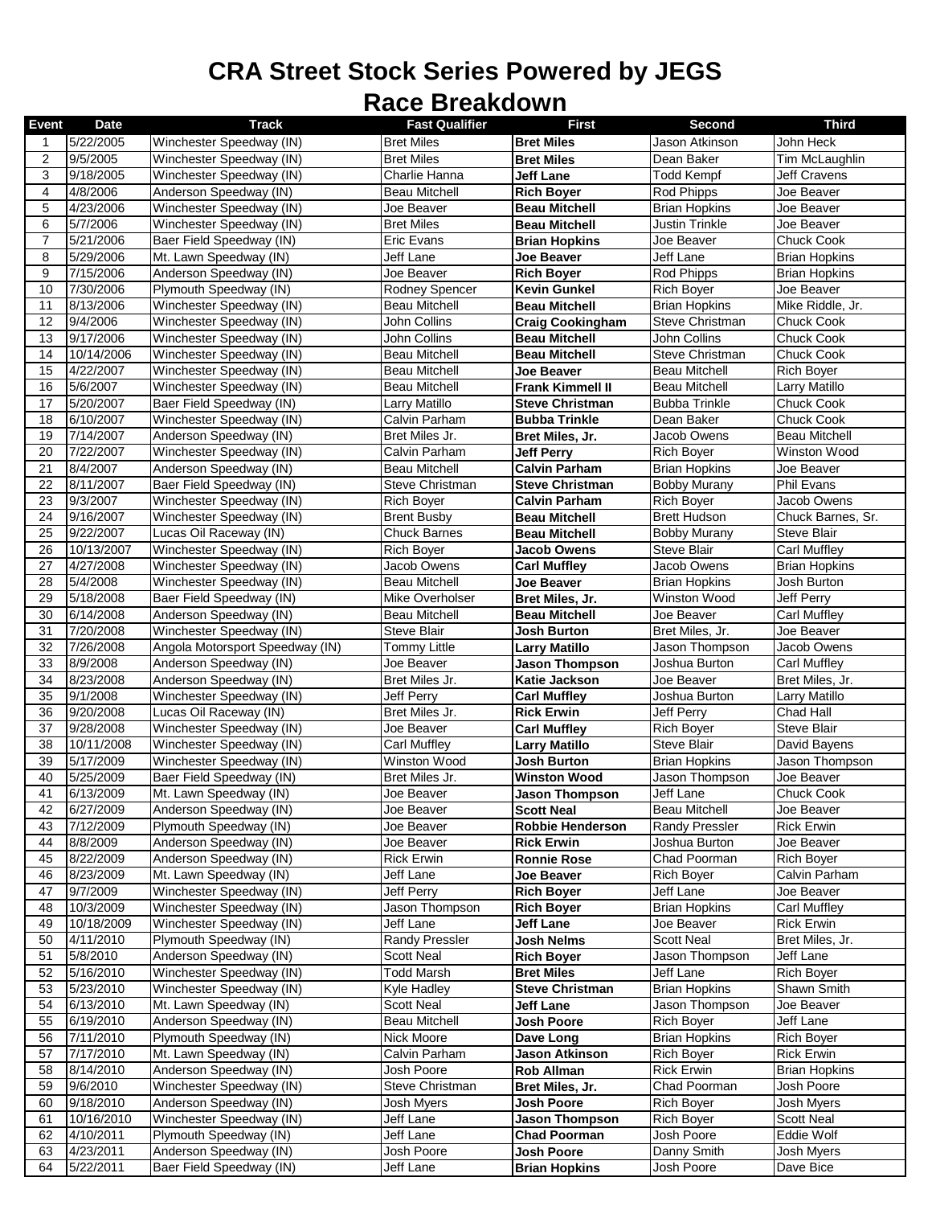# CRA Street Stock Series Powered by JEGS
## Race Breakdown

| Event | Date | Track | Fast Qualifier | First | Second | Third |
|---|---|---|---|---|---|---|
| 1 | 5/22/2005 | Winchester Speedway (IN) | Bret Miles | **Bret Miles** | Jason Atkinson | John Heck |
| 2 | 9/5/2005 | Winchester Speedway (IN) | Bret Miles | **Bret Miles** | Dean Baker | Tim McLaughlin |
| 3 | 9/18/2005 | Winchester Speedway (IN) | Charlie Hanna | **Jeff Lane** | Todd Kempf | Jeff Cravens |
| 4 | 4/8/2006 | Anderson Speedway (IN) | Beau Mitchell | **Rich Boyer** | Rod Phipps | Joe Beaver |
| 5 | 4/23/2006 | Winchester Speedway (IN) | Joe Beaver | **Beau Mitchell** | Brian Hopkins | Joe Beaver |
| 6 | 5/7/2006 | Winchester Speedway (IN) | Bret Miles | **Beau Mitchell** | Justin Trinkle | Joe Beaver |
| 7 | 5/21/2006 | Baer Field Speedway (IN) | Eric Evans | **Brian Hopkins** | Joe Beaver | Chuck Cook |
| 8 | 5/29/2006 | Mt. Lawn Speedway (IN) | Jeff Lane | **Joe Beaver** | Jeff Lane | Brian Hopkins |
| 9 | 7/15/2006 | Anderson Speedway (IN) | Joe Beaver | **Rich Boyer** | Rod Phipps | Brian Hopkins |
| 10 | 7/30/2006 | Plymouth Speedway (IN) | Rodney Spencer | **Kevin Gunkel** | Rich Boyer | Joe Beaver |
| 11 | 8/13/2006 | Winchester Speedway (IN) | Beau Mitchell | **Beau Mitchell** | Brian Hopkins | Mike Riddle, Jr. |
| 12 | 9/4/2006 | Winchester Speedway (IN) | John Collins | **Craig Cookingham** | Steve Christman | Chuck Cook |
| 13 | 9/17/2006 | Winchester Speedway (IN) | John Collins | **Beau Mitchell** | John Collins | Chuck Cook |
| 14 | 10/14/2006 | Winchester Speedway (IN) | Beau Mitchell | **Beau Mitchell** | Steve Christman | Chuck Cook |
| 15 | 4/22/2007 | Winchester Speedway (IN) | Beau Mitchell | **Joe Beaver** | Beau Mitchell | Rich Boyer |
| 16 | 5/6/2007 | Winchester Speedway (IN) | Beau Mitchell | **Frank Kimmell II** | Beau Mitchell | Larry Matillo |
| 17 | 5/20/2007 | Baer Field Speedway (IN) | Larry Matillo | **Steve Christman** | Bubba Trinkle | Chuck Cook |
| 18 | 6/10/2007 | Winchester Speedway (IN) | Calvin Parham | **Bubba Trinkle** | Dean Baker | Chuck Cook |
| 19 | 7/14/2007 | Anderson Speedway (IN) | Bret Miles Jr. | **Bret Miles, Jr.** | Jacob Owens | Beau Mitchell |
| 20 | 7/22/2007 | Winchester Speedway (IN) | Calvin Parham | **Jeff Perry** | Rich Boyer | Winston Wood |
| 21 | 8/4/2007 | Anderson Speedway (IN) | Beau Mitchell | **Calvin Parham** | Brian Hopkins | Joe Beaver |
| 22 | 8/11/2007 | Baer Field Speedway (IN) | Steve Christman | **Steve Christman** | Bobby Murany | Phil Evans |
| 23 | 9/3/2007 | Winchester Speedway (IN) | Rich Boyer | **Calvin Parham** | Rich Boyer | Jacob Owens |
| 24 | 9/16/2007 | Winchester Speedway (IN) | Brent Busby | **Beau Mitchell** | Brett Hudson | Chuck Barnes, Sr. |
| 25 | 9/22/2007 | Lucas Oil Raceway (IN) | Chuck Barnes | **Beau Mitchell** | Bobby Murany | Steve Blair |
| 26 | 10/13/2007 | Winchester Speedway (IN) | Rich Boyer | **Jacob Owens** | Steve Blair | Carl Muffley |
| 27 | 4/27/2008 | Winchester Speedway (IN) | Jacob Owens | **Carl Muffley** | Jacob Owens | Brian Hopkins |
| 28 | 5/4/2008 | Winchester Speedway (IN) | Beau Mitchell | **Joe Beaver** | Brian Hopkins | Josh Burton |
| 29 | 5/18/2008 | Baer Field Speedway (IN) | Mike Overholser | **Bret Miles, Jr.** | Winston Wood | Jeff Perry |
| 30 | 6/14/2008 | Anderson Speedway (IN) | Beau Mitchell | **Beau Mitchell** | Joe Beaver | Carl Muffley |
| 31 | 7/20/2008 | Winchester Speedway (IN) | Steve Blair | **Josh Burton** | Bret Miles, Jr. | Joe Beaver |
| 32 | 7/26/2008 | Angola Motorsport Speedway (IN) | Tommy Little | **Larry Matillo** | Jason Thompson | Jacob Owens |
| 33 | 8/9/2008 | Anderson Speedway (IN) | Joe Beaver | **Jason Thompson** | Joshua Burton | Carl Muffley |
| 34 | 8/23/2008 | Anderson Speedway (IN) | Bret Miles Jr. | **Katie Jackson** | Joe Beaver | Bret Miles, Jr. |
| 35 | 9/1/2008 | Winchester Speedway (IN) | Jeff Perry | **Carl Muffley** | Joshua Burton | Larry Matillo |
| 36 | 9/20/2008 | Lucas Oil Raceway (IN) | Bret Miles Jr. | **Rick Erwin** | Jeff Perry | Chad Hall |
| 37 | 9/28/2008 | Winchester Speedway (IN) | Joe Beaver | **Carl Muffley** | Rich Boyer | Steve Blair |
| 38 | 10/11/2008 | Winchester Speedway (IN) | Carl Muffley | **Larry Matillo** | Steve Blair | David Bayens |
| 39 | 5/17/2009 | Winchester Speedway (IN) | Winston Wood | **Josh Burton** | Brian Hopkins | Jason Thompson |
| 40 | 5/25/2009 | Baer Field Speedway (IN) | Bret Miles Jr. | **Winston Wood** | Jason Thompson | Joe Beaver |
| 41 | 6/13/2009 | Mt. Lawn Speedway (IN) | Joe Beaver | **Jason Thompson** | Jeff Lane | Chuck Cook |
| 42 | 6/27/2009 | Anderson Speedway (IN) | Joe Beaver | **Scott Neal** | Beau Mitchell | Joe Beaver |
| 43 | 7/12/2009 | Plymouth Speedway (IN) | Joe Beaver | **Robbie Henderson** | Randy Pressler | Rick Erwin |
| 44 | 8/8/2009 | Anderson Speedway (IN) | Joe Beaver | **Rick Erwin** | Joshua Burton | Joe Beaver |
| 45 | 8/22/2009 | Anderson Speedway (IN) | Rick Erwin | **Ronnie Rose** | Chad Poorman | Rich Boyer |
| 46 | 8/23/2009 | Mt. Lawn Speedway (IN) | Jeff Lane | **Joe Beaver** | Rich Boyer | Calvin Parham |
| 47 | 9/7/2009 | Winchester Speedway (IN) | Jeff Perry | **Rich Boyer** | Jeff Lane | Joe Beaver |
| 48 | 10/3/2009 | Winchester Speedway (IN) | Jason Thompson | **Rich Boyer** | Brian Hopkins | Carl Muffley |
| 49 | 10/18/2009 | Winchester Speedway (IN) | Jeff Lane | **Jeff Lane** | Joe Beaver | Rick Erwin |
| 50 | 4/11/2010 | Plymouth Speedway (IN) | Randy Pressler | **Josh Nelms** | Scott Neal | Bret Miles, Jr. |
| 51 | 5/8/2010 | Anderson Speedway (IN) | Scott Neal | **Rich Boyer** | Jason Thompson | Jeff Lane |
| 52 | 5/16/2010 | Winchester Speedway (IN) | Todd Marsh | **Bret Miles** | Jeff Lane | Rich Boyer |
| 53 | 5/23/2010 | Winchester Speedway (IN) | Kyle Hadley | **Steve Christman** | Brian Hopkins | Shawn Smith |
| 54 | 6/13/2010 | Mt. Lawn Speedway (IN) | Scott Neal | **Jeff Lane** | Jason Thompson | Joe Beaver |
| 55 | 6/19/2010 | Anderson Speedway (IN) | Beau Mitchell | **Josh Poore** | Rich Boyer | Jeff Lane |
| 56 | 7/11/2010 | Plymouth Speedway (IN) | Nick Moore | **Dave Long** | Brian Hopkins | Rich Boyer |
| 57 | 7/17/2010 | Mt. Lawn Speedway (IN) | Calvin Parham | **Jason Atkinson** | Rich Boyer | Rick Erwin |
| 58 | 8/14/2010 | Anderson Speedway (IN) | Josh Poore | **Rob Allman** | Rick Erwin | Brian Hopkins |
| 59 | 9/6/2010 | Winchester Speedway (IN) | Steve Christman | **Bret Miles, Jr.** | Chad Poorman | Josh Poore |
| 60 | 9/18/2010 | Anderson Speedway (IN) | Josh Myers | **Josh Poore** | Rich Boyer | Josh Myers |
| 61 | 10/16/2010 | Winchester Speedway (IN) | Jeff Lane | **Jason Thompson** | Rich Boyer | Scott Neal |
| 62 | 4/10/2011 | Plymouth Speedway (IN) | Jeff Lane | **Chad Poorman** | Josh Poore | Eddie Wolf |
| 63 | 4/23/2011 | Anderson Speedway (IN) | Josh Poore | **Josh Poore** | Danny Smith | Josh Myers |
| 64 | 5/22/2011 | Baer Field Speedway (IN) | Jeff Lane | **Brian Hopkins** | Josh Poore | Dave Bice |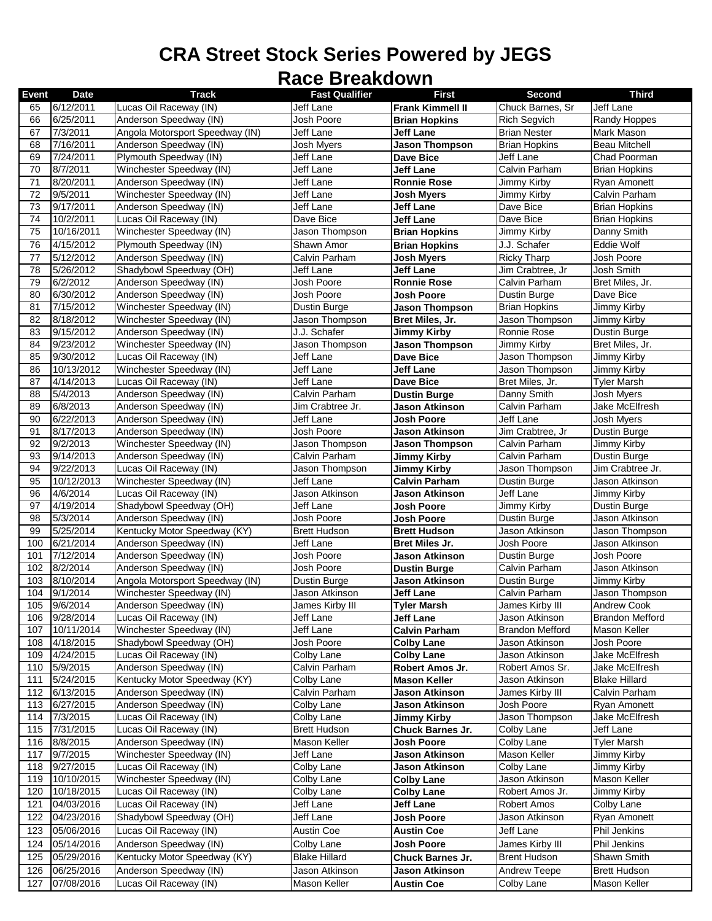# CRA Street Stock Series Powered by JEGS

## Race Breakdown

| Event | Date | Track | Fast Qualifier | First | Second | Third |
|---|---|---|---|---|---|---|
| 65 | 6/12/2011 | Lucas Oil Raceway (IN) | Jeff Lane | **Frank Kimmell II** | Chuck Barnes, Sr | Jeff Lane |
| 66 | 6/25/2011 | Anderson Speedway (IN) | Josh Poore | **Brian Hopkins** | Rich Segvich | Randy Hoppes |
| 67 | 7/3/2011 | Angola Motorsport Speedway (IN) | Jeff Lane | **Jeff Lane** | Brian Nester | Mark Mason |
| 68 | 7/16/2011 | Anderson Speedway (IN) | Josh Myers | **Jason Thompson** | Brian Hopkins | Beau Mitchell |
| 69 | 7/24/2011 | Plymouth Speedway (IN) | Jeff Lane | **Dave Bice** | Jeff Lane | Chad Poorman |
| 70 | 8/7/2011 | Winchester Speedway (IN) | Jeff Lane | **Jeff Lane** | Calvin Parham | Brian Hopkins |
| 71 | 8/20/2011 | Anderson Speedway (IN) | Jeff Lane | **Ronnie Rose** | Jimmy Kirby | Ryan Amonett |
| 72 | 9/5/2011 | Winchester Speedway (IN) | Jeff Lane | **Josh Myers** | Jimmy Kirby | Calvin Parham |
| 73 | 9/17/2011 | Anderson Speedway (IN) | Jeff Lane | **Jeff Lane** | Dave Bice | Brian Hopkins |
| 74 | 10/2/2011 | Lucas Oil Raceway (IN) | Dave Bice | **Jeff Lane** | Dave Bice | Brian Hopkins |
| 75 | 10/16/2011 | Winchester Speedway (IN) | Jason Thompson | **Brian Hopkins** | Jimmy Kirby | Danny Smith |
| 76 | 4/15/2012 | Plymouth Speedway (IN) | Shawn Amor | **Brian Hopkins** | J.J. Schafer | Eddie Wolf |
| 77 | 5/12/2012 | Anderson Speedway (IN) | Calvin Parham | **Josh Myers** | Ricky Tharp | Josh Poore |
| 78 | 5/26/2012 | Shadybowl Speedway (OH) | Jeff Lane | **Jeff Lane** | Jim Crabtree, Jr | Josh Smith |
| 79 | 6/2/2012 | Anderson Speedway (IN) | Josh Poore | **Ronnie Rose** | Calvin Parham | Bret Miles, Jr. |
| 80 | 6/30/2012 | Anderson Speedway (IN) | Josh Poore | **Josh Poore** | Dustin Burge | Dave Bice |
| 81 | 7/15/2012 | Winchester Speedway (IN) | Dustin Burge | **Jason Thompson** | Brian Hopkins | Jimmy Kirby |
| 82 | 8/18/2012 | Winchester Speedway (IN) | Jason Thompson | **Bret Miles, Jr.** | Jason Thompson | Jimmy Kirby |
| 83 | 9/15/2012 | Anderson Speedway (IN) | J.J. Schafer | **Jimmy Kirby** | Ronnie Rose | Dustin Burge |
| 84 | 9/23/2012 | Winchester Speedway (IN) | Jason Thompson | **Jason Thompson** | Jimmy Kirby | Bret Miles, Jr. |
| 85 | 9/30/2012 | Lucas Oil Raceway (IN) | Jeff Lane | **Dave Bice** | Jason Thompson | Jimmy Kirby |
| 86 | 10/13/2012 | Winchester Speedway (IN) | Jeff Lane | **Jeff Lane** | Jason Thompson | Jimmy Kirby |
| 87 | 4/14/2013 | Lucas Oil Raceway (IN) | Jeff Lane | **Dave Bice** | Bret Miles, Jr. | Tyler Marsh |
| 88 | 5/4/2013 | Anderson Speedway (IN) | Calvin Parham | **Dustin Burge** | Danny Smith | Josh Myers |
| 89 | 6/8/2013 | Anderson Speedway (IN) | Jim Crabtree Jr. | **Jason Atkinson** | Calvin Parham | Jake McElfresh |
| 90 | 6/22/2013 | Anderson Speedway (IN) | Jeff Lane | **Josh Poore** | Jeff Lane | Josh Myers |
| 91 | 8/17/2013 | Anderson Speedway (IN) | Josh Poore | **Jason Atkinson** | Jim Crabtree, Jr | Dustin Burge |
| 92 | 9/2/2013 | Winchester Speedway (IN) | Jason Thompson | **Jason Thompson** | Calvin Parham | Jimmy Kirby |
| 93 | 9/14/2013 | Anderson Speedway (IN) | Calvin Parham | **Jimmy Kirby** | Calvin Parham | Dustin Burge |
| 94 | 9/22/2013 | Lucas Oil Raceway (IN) | Jason Thompson | **Jimmy Kirby** | Jason Thompson | Jim Crabtree Jr. |
| 95 | 10/12/2013 | Winchester Speedway (IN) | Jeff Lane | **Calvin Parham** | Dustin Burge | Jason Atkinson |
| 96 | 4/6/2014 | Lucas Oil Raceway (IN) | Jason Atkinson | **Jason Atkinson** | Jeff Lane | Jimmy Kirby |
| 97 | 4/19/2014 | Shadybowl Speedway (OH) | Jeff Lane | **Josh Poore** | Jimmy Kirby | Dustin Burge |
| 98 | 5/3/2014 | Anderson Speedway (IN) | Josh Poore | **Josh Poore** | Dustin Burge | Jason Atkinson |
| 99 | 5/25/2014 | Kentucky Motor Speedway (KY) | Brett Hudson | **Brett Hudson** | Jason Atkinson | Jason Thompson |
| 100 | 6/21/2014 | Anderson Speedway (IN) | Jeff Lane | **Bret Miles Jr.** | Josh Poore | Jason Atkinson |
| 101 | 7/12/2014 | Anderson Speedway (IN) | Josh Poore | **Jason Atkinson** | Dustin Burge | Josh Poore |
| 102 | 8/2/2014 | Anderson Speedway (IN) | Josh Poore | **Dustin Burge** | Calvin Parham | Jason Atkinson |
| 103 | 8/10/2014 | Angola Motorsport Speedway (IN) | Dustin Burge | **Jason Atkinson** | Dustin Burge | Jimmy Kirby |
| 104 | 9/1/2014 | Winchester Speedway (IN) | Jason Atkinson | **Jeff Lane** | Calvin Parham | Jason Thompson |
| 105 | 9/6/2014 | Anderson Speedway (IN) | James Kirby III | **Tyler Marsh** | James Kirby III | Andrew Cook |
| 106 | 9/28/2014 | Lucas Oil Raceway (IN) | Jeff Lane | **Jeff Lane** | Jason Atkinson | Brandon Mefford |
| 107 | 10/11/2014 | Winchester Speedway (IN) | Jeff Lane | **Calvin Parham** | Brandon Mefford | Mason Keller |
| 108 | 4/18/2015 | Shadybowl Speedway (OH) | Josh Poore | **Colby Lane** | Jason Atkinson | Josh Poore |
| 109 | 4/24/2015 | Lucas Oil Raceway (IN) | Colby Lane | **Colby Lane** | Jason Atkinson | Jake McElfresh |
| 110 | 5/9/2015 | Anderson Speedway (IN) | Calvin Parham | **Robert Amos Jr.** | Robert Amos Sr. | Jake McElfresh |
| 111 | 5/24/2015 | Kentucky Motor Speedway (KY) | Colby Lane | **Mason Keller** | Jason Atkinson | Blake Hillard |
| 112 | 6/13/2015 | Anderson Speedway (IN) | Calvin Parham | **Jason Atkinson** | James Kirby III | Calvin Parham |
| 113 | 6/27/2015 | Anderson Speedway (IN) | Colby Lane | **Jason Atkinson** | Josh Poore | Ryan Amonett |
| 114 | 7/3/2015 | Lucas Oil Raceway (IN) | Colby Lane | **Jimmy Kirby** | Jason Thompson | Jake McElfresh |
| 115 | 7/31/2015 | Lucas Oil Raceway (IN) | Brett Hudson | **Chuck Barnes Jr.** | Colby Lane | Jeff Lane |
| 116 | 8/8/2015 | Anderson Speedway (IN) | Mason Keller | **Josh Poore** | Colby Lane | Tyler Marsh |
| 117 | 9/7/2015 | Winchester Speedway (IN) | Jeff Lane | **Jason Atkinson** | Mason Keller | Jimmy Kirby |
| 118 | 9/27/2015 | Lucas Oil Raceway (IN) | Colby Lane | **Jason Atkinson** | Colby Lane | Jimmy Kirby |
| 119 | 10/10/2015 | Winchester Speedway (IN) | Colby Lane | **Colby Lane** | Jason Atkinson | Mason Keller |
| 120 | 10/18/2015 | Lucas Oil Raceway (IN) | Colby Lane | **Colby Lane** | Robert Amos Jr. | Jimmy Kirby |
| 121 | 04/03/2016 | Lucas Oil Raceway (IN) | Jeff Lane | **Jeff Lane** | Robert Amos | Colby Lane |
| 122 | 04/23/2016 | Shadybowl Speedway (OH) | Jeff Lane | **Josh Poore** | Jason Atkinson | Ryan Amonett |
| 123 | 05/06/2016 | Lucas Oil Raceway (IN) | Austin Coe | **Austin Coe** | Jeff Lane | Phil Jenkins |
| 124 | 05/14/2016 | Anderson Speedway (IN) | Colby Lane | **Josh Poore** | James Kirby III | Phil Jenkins |
| 125 | 05/29/2016 | Kentucky Motor Speedway (KY) | Blake Hillard | **Chuck Barnes Jr.** | Brent Hudson | Shawn Smith |
| 126 | 06/25/2016 | Anderson Speedway (IN) | Jason Atkinson | **Jason Atkinson** | Andrew Teepe | Brett Hudson |
| 127 | 07/08/2016 | Lucas Oil Raceway (IN) | Mason Keller | **Austin Coe** | Colby Lane | Mason Keller |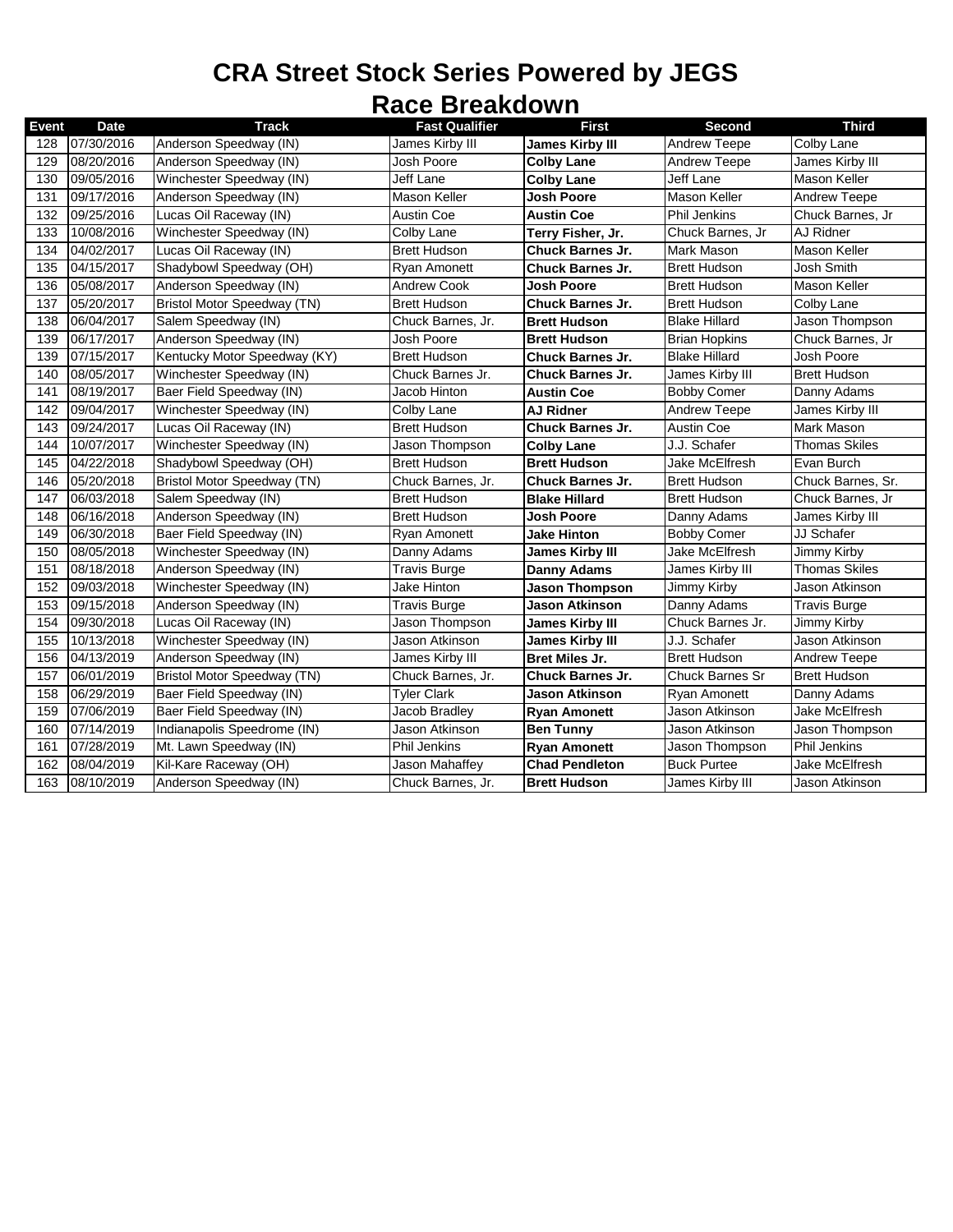# CRA Street Stock Series Powered by JEGS

## Race Breakdown

| Event | Date | Track | Fast Qualifier | First | Second | Third |
|---|---|---|---|---|---|---|
| 128 | 07/30/2016 | Anderson Speedway (IN) | James Kirby III | **James Kirby III** | Andrew Teepe | Colby Lane |
| 129 | 08/20/2016 | Anderson Speedway (IN) | Josh Poore | **Colby Lane** | Andrew Teepe | James Kirby III |
| 130 | 09/05/2016 | Winchester Speedway (IN) | Jeff Lane | **Colby Lane** | Jeff Lane | Mason Keller |
| 131 | 09/17/2016 | Anderson Speedway (IN) | Mason Keller | **Josh Poore** | Mason Keller | Andrew Teepe |
| 132 | 09/25/2016 | Lucas Oil Raceway (IN) | Austin Coe | **Austin Coe** | Phil Jenkins | Chuck Barnes, Jr |
| 133 | 10/08/2016 | Winchester Speedway (IN) | Colby Lane | **Terry Fisher, Jr.** | Chuck Barnes, Jr | AJ Ridner |
| 134 | 04/02/2017 | Lucas Oil Raceway (IN) | Brett Hudson | **Chuck Barnes Jr.** | Mark Mason | Mason Keller |
| 135 | 04/15/2017 | Shadybowl Speedway (OH) | Ryan Amonett | **Chuck Barnes Jr.** | Brett Hudson | Josh Smith |
| 136 | 05/08/2017 | Anderson Speedway (IN) | Andrew Cook | **Josh Poore** | Brett Hudson | Mason Keller |
| 137 | 05/20/2017 | Bristol Motor Speedway (TN) | Brett Hudson | **Chuck Barnes Jr.** | Brett Hudson | Colby Lane |
| 138 | 06/04/2017 | Salem Speedway (IN) | Chuck Barnes, Jr. | **Brett Hudson** | Blake Hillard | Jason Thompson |
| 139 | 06/17/2017 | Anderson Speedway (IN) | Josh Poore | **Brett Hudson** | Brian Hopkins | Chuck Barnes, Jr |
| 139 | 07/15/2017 | Kentucky Motor Speedway (KY) | Brett Hudson | **Chuck Barnes Jr.** | Blake Hillard | Josh Poore |
| 140 | 08/05/2017 | Winchester Speedway (IN) | Chuck Barnes Jr. | **Chuck Barnes Jr.** | James Kirby III | Brett Hudson |
| 141 | 08/19/2017 | Baer Field Speedway (IN) | Jacob Hinton | **Austin Coe** | Bobby Comer | Danny Adams |
| 142 | 09/04/2017 | Winchester Speedway (IN) | Colby Lane | **AJ Ridner** | Andrew Teepe | James Kirby III |
| 143 | 09/24/2017 | Lucas Oil Raceway (IN) | Brett Hudson | **Chuck Barnes Jr.** | Austin Coe | Mark Mason |
| 144 | 10/07/2017 | Winchester Speedway (IN) | Jason Thompson | **Colby Lane** | J.J. Schafer | Thomas Skiles |
| 145 | 04/22/2018 | Shadybowl Speedway (OH) | Brett Hudson | **Brett Hudson** | Jake McElfresh | Evan Burch |
| 146 | 05/20/2018 | Bristol Motor Speedway (TN) | Chuck Barnes, Jr. | **Chuck Barnes Jr.** | Brett Hudson | Chuck Barnes, Sr. |
| 147 | 06/03/2018 | Salem Speedway (IN) | Brett Hudson | **Blake Hillard** | Brett Hudson | Chuck Barnes, Jr |
| 148 | 06/16/2018 | Anderson Speedway (IN) | Brett Hudson | **Josh Poore** | Danny Adams | James Kirby III |
| 149 | 06/30/2018 | Baer Field Speedway (IN) | Ryan Amonett | **Jake Hinton** | Bobby Comer | JJ Schafer |
| 150 | 08/05/2018 | Winchester Speedway (IN) | Danny Adams | **James Kirby III** | Jake McElfresh | Jimmy Kirby |
| 151 | 08/18/2018 | Anderson Speedway (IN) | Travis Burge | **Danny Adams** | James Kirby III | Thomas Skiles |
| 152 | 09/03/2018 | Winchester Speedway (IN) | Jake Hinton | **Jason Thompson** | Jimmy Kirby | Jason Atkinson |
| 153 | 09/15/2018 | Anderson Speedway (IN) | Travis Burge | **Jason Atkinson** | Danny Adams | Travis Burge |
| 154 | 09/30/2018 | Lucas Oil Raceway (IN) | Jason Thompson | **James Kirby III** | Chuck Barnes Jr. | Jimmy Kirby |
| 155 | 10/13/2018 | Winchester Speedway (IN) | Jason Atkinson | **James Kirby III** | J.J. Schafer | Jason Atkinson |
| 156 | 04/13/2019 | Anderson Speedway (IN) | James Kirby III | **Bret Miles Jr.** | Brett Hudson | Andrew Teepe |
| 157 | 06/01/2019 | Bristol Motor Speedway (TN) | Chuck Barnes, Jr. | **Chuck Barnes Jr.** | Chuck Barnes Sr | Brett Hudson |
| 158 | 06/29/2019 | Baer Field Speedway (IN) | Tyler Clark | **Jason Atkinson** | Ryan Amonett | Danny Adams |
| 159 | 07/06/2019 | Baer Field Speedway (IN) | Jacob Bradley | **Ryan Amonett** | Jason Atkinson | Jake McElfresh |
| 160 | 07/14/2019 | Indianapolis Speedrome (IN) | Jason Atkinson | **Ben Tunny** | Jason Atkinson | Jason Thompson |
| 161 | 07/28/2019 | Mt. Lawn Speedway (IN) | Phil Jenkins | **Ryan Amonett** | Jason Thompson | Phil Jenkins |
| 162 | 08/04/2019 | Kil-Kare Raceway (OH) | Jason Mahaffey | **Chad Pendleton** | Buck Purtee | Jake McElfresh |
| 163 | 08/10/2019 | Anderson Speedway (IN) | Chuck Barnes, Jr. | **Brett Hudson** | James Kirby III | Jason Atkinson |